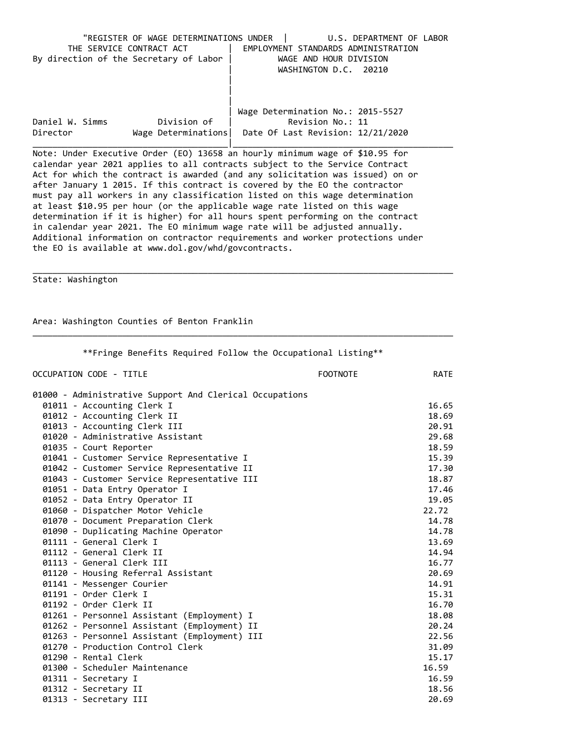"REGISTER OF WAGE DETERMINATIONS UNDER THE SERVICE CONTRACT ACT
By direction of the Secretary of Labor

U.S. DEPARTMENT OF LABOR
EMPLOYMENT STANDARDS ADMINISTRATION
WAGE AND HOUR DIVISION
WASHINGTON D.C. 20210

Daniel W. Simms, Director
Division of Wage Determinations

Wage Determination No.: 2015-5527
Revision No.: 11
Date Of Last Revision: 12/21/2020

---

Note: Under Executive Order (EO) 13658 an hourly minimum wage of $10.95 for calendar year 2021 applies to all contracts subject to the Service Contract Act for which the contract is awarded (and any solicitation was issued) on or after January 1 2015. If this contract is covered by the EO the contractor must pay all workers in any classification listed on this wage determination at least $10.95 per hour (or the applicable wage rate listed on this wage determination if it is higher) for all hours spent performing on the contract in calendar year 2021. The EO minimum wage rate will be adjusted annually. Additional information on contractor requirements and worker protections under the EO is available at www.dol.gov/whd/govcontracts.

---

State: Washington

Area: Washington Counties of Benton Franklin

---

**Fringe Benefits Required Follow the Occupational Listing**

| OCCUPATION CODE - TITLE | FOOTNOTE | RATE |
|---|---|---|
| 01000 - Administrative Support And Clerical Occupations | | |
| 01011 - Accounting Clerk I | | 16.65 |
| 01012 - Accounting Clerk II | | 18.69 |
| 01013 - Accounting Clerk III | | 20.91 |
| 01020 - Administrative Assistant | | 29.68 |
| 01035 - Court Reporter | | 18.59 |
| 01041 - Customer Service Representative I | | 15.39 |
| 01042 - Customer Service Representative II | | 17.30 |
| 01043 - Customer Service Representative III | | 18.87 |
| 01051 - Data Entry Operator I | | 17.46 |
| 01052 - Data Entry Operator II | | 19.05 |
| 01060 - Dispatcher Motor Vehicle | | 22.72 |
| 01070 - Document Preparation Clerk | | 14.78 |
| 01090 - Duplicating Machine Operator | | 14.78 |
| 01111 - General Clerk I | | 13.69 |
| 01112 - General Clerk II | | 14.94 |
| 01113 - General Clerk III | | 16.77 |
| 01120 - Housing Referral Assistant | | 20.69 |
| 01141 - Messenger Courier | | 14.91 |
| 01191 - Order Clerk I | | 15.31 |
| 01192 - Order Clerk II | | 16.70 |
| 01261 - Personnel Assistant (Employment) I | | 18.08 |
| 01262 - Personnel Assistant (Employment) II | | 20.24 |
| 01263 - Personnel Assistant (Employment) III | | 22.56 |
| 01270 - Production Control Clerk | | 31.09 |
| 01290 - Rental Clerk | | 15.17 |
| 01300 - Scheduler Maintenance | | 16.59 |
| 01311 - Secretary I | | 16.59 |
| 01312 - Secretary II | | 18.56 |
| 01313 - Secretary III | | 20.69 |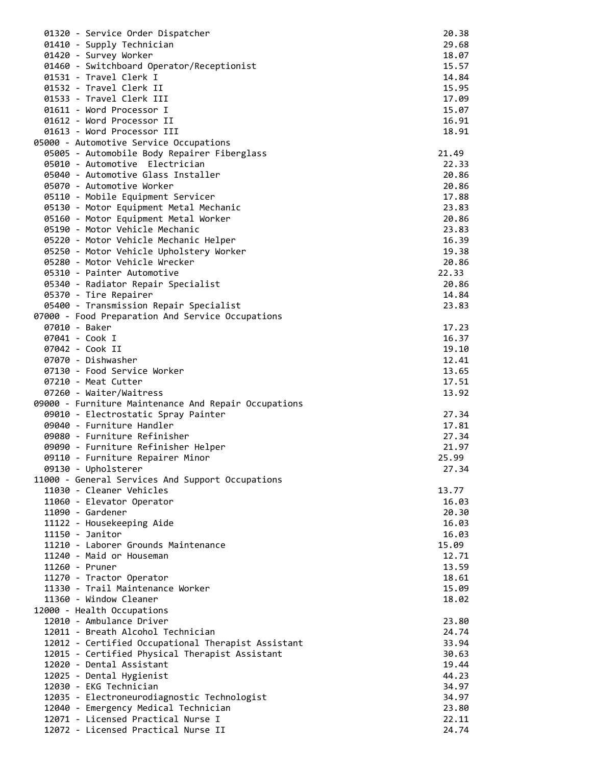```
  01320 - Service Order Dispatcher                                      20.38
  01410 - Supply Technician                                             29.68
  01420 - Survey Worker                                                 18.07
  01460 - Switchboard Operator/Receptionist                             15.57
  01531 - Travel Clerk I                                                14.84
  01532 - Travel Clerk II                                               15.95
  01533 - Travel Clerk III                                              17.09
  01611 - Word Processor I                                              15.07
  01612 - Word Processor II                                             16.91
  01613 - Word Processor III                                            18.91
05000 - Automotive Service Occupations
  05005 - Automobile Body Repairer Fiberglass                          21.49
  05010 - Automotive  Electrician                                       22.33
  05040 - Automotive Glass Installer                                    20.86
  05070 - Automotive Worker                                             20.86
  05110 - Mobile Equipment Servicer                                     17.88
  05130 - Motor Equipment Metal Mechanic                                23.83
  05160 - Motor Equipment Metal Worker                                  20.86
  05190 - Motor Vehicle Mechanic                                        23.83
  05220 - Motor Vehicle Mechanic Helper                                 16.39
  05250 - Motor Vehicle Upholstery Worker                               19.38
  05280 - Motor Vehicle Wrecker                                         20.86
  05310 - Painter Automotive                                           22.33
  05340 - Radiator Repair Specialist                                    20.86
  05370 - Tire Repairer                                                 14.84
  05400 - Transmission Repair Specialist                                23.83
07000 - Food Preparation And Service Occupations
  07010 - Baker                                                         17.23
  07041 - Cook I                                                        16.37
  07042 - Cook II                                                       19.10
  07070 - Dishwasher                                                    12.41
  07130 - Food Service Worker                                           13.65
  07210 - Meat Cutter                                                   17.51
  07260 - Waiter/Waitress                                               13.92
09000 - Furniture Maintenance And Repair Occupations
  09010 - Electrostatic Spray Painter                                   27.34
  09040 - Furniture Handler                                             17.81
  09080 - Furniture Refinisher                                          27.34
  09090 - Furniture Refinisher Helper                                   21.97
  09110 - Furniture Repairer Minor                                     25.99
  09130 - Upholsterer                                                   27.34
11000 - General Services And Support Occupations
  11030 - Cleaner Vehicles                                             13.77
  11060 - Elevator Operator                                             16.03
  11090 - Gardener                                                      20.30
  11122 - Housekeeping Aide                                             16.03
  11150 - Janitor                                                       16.03
  11210 - Laborer Grounds Maintenance                                  15.09
  11240 - Maid or Houseman                                              12.71
  11260 - Pruner                                                        13.59
  11270 - Tractor Operator                                              18.61
  11330 - Trail Maintenance Worker                                      15.09
  11360 - Window Cleaner                                                18.02
12000 - Health Occupations
  12010 - Ambulance Driver                                              23.80
  12011 - Breath Alcohol Technician                                     24.74
  12012 - Certified Occupational Therapist Assistant                    33.94
  12015 - Certified Physical Therapist Assistant                        30.63
  12020 - Dental Assistant                                              19.44
  12025 - Dental Hygienist                                              44.23
  12030 - EKG Technician                                                34.97
  12035 - Electroneurodiagnostic Technologist                           34.97
  12040 - Emergency Medical Technician                                  23.80
  12071 - Licensed Practical Nurse I                                    22.11
  12072 - Licensed Practical Nurse II                                   24.74
```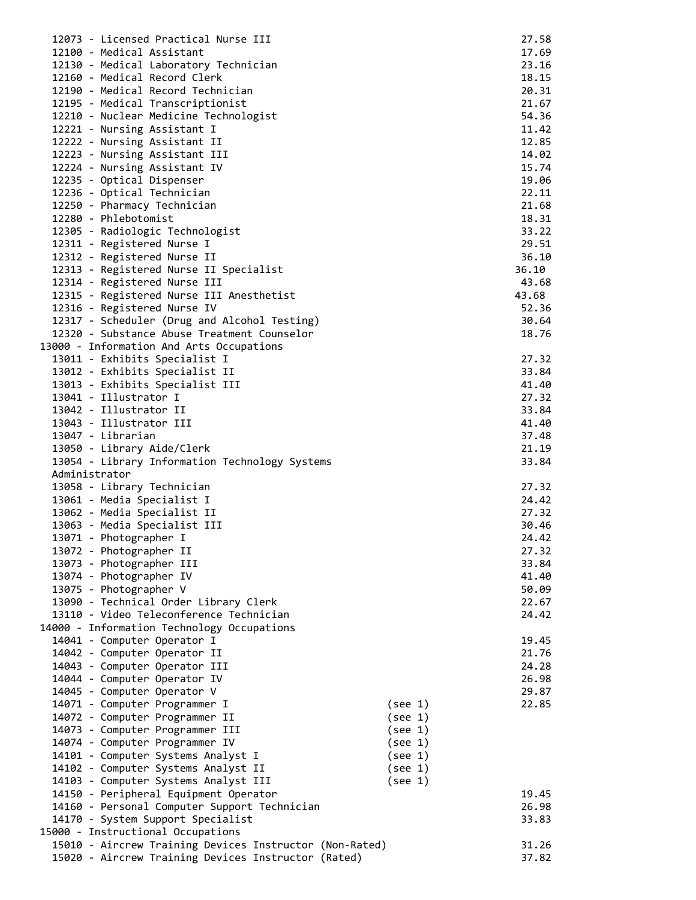```
  12073 - Licensed Practical Nurse III                                  27.58
  12100 - Medical Assistant                                             17.69
  12130 - Medical Laboratory Technician                                 23.16
  12160 - Medical Record Clerk                                          18.15
  12190 - Medical Record Technician                                     20.31
  12195 - Medical Transcriptionist                                      21.67
  12210 - Nuclear Medicine Technologist                                 54.36
  12221 - Nursing Assistant I                                           11.42
  12222 - Nursing Assistant II                                          12.85
  12223 - Nursing Assistant III                                         14.02
  12224 - Nursing Assistant IV                                          15.74
  12235 - Optical Dispenser                                             19.06
  12236 - Optical Technician                                            22.11
  12250 - Pharmacy Technician                                           21.68
  12280 - Phlebotomist                                                  18.31
  12305 - Radiologic Technologist                                       33.22
  12311 - Registered Nurse I                                            29.51
  12312 - Registered Nurse II                                           36.10
  12313 - Registered Nurse II Specialist                               36.10
  12314 - Registered Nurse III                                          43.68
  12315 - Registered Nurse III Anesthetist                             43.68
  12316 - Registered Nurse IV                                           52.36
  12317 - Scheduler (Drug and Alcohol Testing)                          30.64
  12320 - Substance Abuse Treatment Counselor                           18.76
13000 - Information And Arts Occupations
  13011 - Exhibits Specialist I                                         27.32
  13012 - Exhibits Specialist II                                        33.84
  13013 - Exhibits Specialist III                                       41.40
  13041 - Illustrator I                                                 27.32
  13042 - Illustrator II                                                33.84
  13043 - Illustrator III                                               41.40
  13047 - Librarian                                                     37.48
  13050 - Library Aide/Clerk                                            21.19
  13054 - Library Information Technology Systems                        33.84
  Administrator
  13058 - Library Technician                                            27.32
  13061 - Media Specialist I                                            24.42
  13062 - Media Specialist II                                           27.32
  13063 - Media Specialist III                                          30.46
  13071 - Photographer I                                                24.42
  13072 - Photographer II                                               27.32
  13073 - Photographer III                                              33.84
  13074 - Photographer IV                                               41.40
  13075 - Photographer V                                                50.09
  13090 - Technical Order Library Clerk                                 22.67
  13110 - Video Teleconference Technician                               24.42
14000 - Information Technology Occupations
  14041 - Computer Operator I                                           19.45
  14042 - Computer Operator II                                          21.76
  14043 - Computer Operator III                                         24.28
  14044 - Computer Operator IV                                          26.98
  14045 - Computer Operator V                                           29.87
  14071 - Computer Programmer I                     (see 1)             22.85
  14072 - Computer Programmer II                    (see 1)
  14073 - Computer Programmer III                   (see 1)
  14074 - Computer Programmer IV                    (see 1)
  14101 - Computer Systems Analyst I                (see 1)
  14102 - Computer Systems Analyst II               (see 1)
  14103 - Computer Systems Analyst III              (see 1)
  14150 - Peripheral Equipment Operator                                 19.45
  14160 - Personal Computer Support Technician                          26.98
  14170 - System Support Specialist                                     33.83
15000 - Instructional Occupations
  15010 - Aircrew Training Devices Instructor (Non-Rated)               31.26
  15020 - Aircrew Training Devices Instructor (Rated)                   37.82
```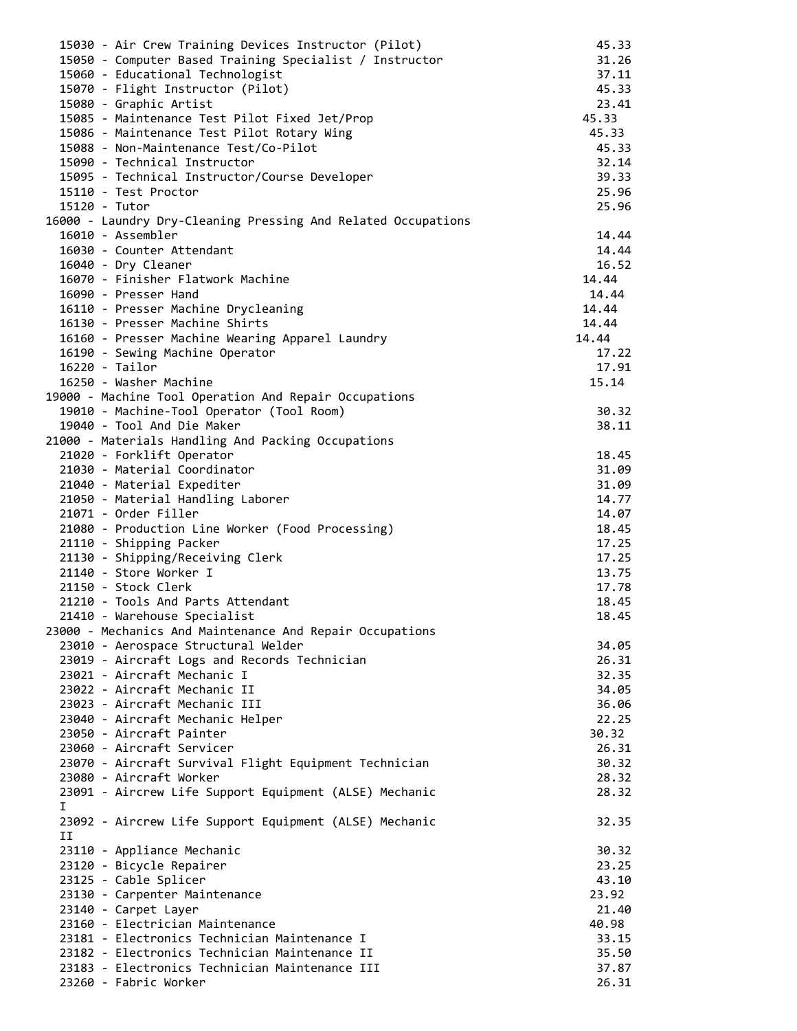```
  15030 - Air Crew Training Devices Instructor (Pilot)                  45.33
  15050 - Computer Based Training Specialist / Instructor               31.26
  15060 - Educational Technologist                                      37.11
  15070 - Flight Instructor (Pilot)                                     45.33
  15080 - Graphic Artist                                                23.41
  15085 - Maintenance Test Pilot Fixed Jet/Prop                         45.33
  15086 - Maintenance Test Pilot Rotary Wing                            45.33
  15088 - Non-Maintenance Test/Co-Pilot                                 45.33
  15090 - Technical Instructor                                          32.14
  15095 - Technical Instructor/Course Developer                         39.33
  15110 - Test Proctor                                                  25.96
  15120 - Tutor                                                         25.96
16000 - Laundry Dry-Cleaning Pressing And Related Occupations
  16010 - Assembler                                                     14.44
  16030 - Counter Attendant                                             14.44
  16040 - Dry Cleaner                                                   16.52
  16070 - Finisher Flatwork Machine                                     14.44
  16090 - Presser Hand                                                  14.44
  16110 - Presser Machine Drycleaning                                   14.44
  16130 - Presser Machine Shirts                                        14.44
  16160 - Presser Machine Wearing Apparel Laundry                       14.44
  16190 - Sewing Machine Operator                                       17.22
  16220 - Tailor                                                        17.91
  16250 - Washer Machine                                                15.14
19000 - Machine Tool Operation And Repair Occupations
  19010 - Machine-Tool Operator (Tool Room)                             30.32
  19040 - Tool And Die Maker                                            38.11
21000 - Materials Handling And Packing Occupations
  21020 - Forklift Operator                                             18.45
  21030 - Material Coordinator                                          31.09
  21040 - Material Expediter                                            31.09
  21050 - Material Handling Laborer                                     14.77
  21071 - Order Filler                                                  14.07
  21080 - Production Line Worker (Food Processing)                      18.45
  21110 - Shipping Packer                                               17.25
  21130 - Shipping/Receiving Clerk                                      17.25
  21140 - Store Worker I                                                13.75
  21150 - Stock Clerk                                                   17.78
  21210 - Tools And Parts Attendant                                     18.45
  21410 - Warehouse Specialist                                          18.45
23000 - Mechanics And Maintenance And Repair Occupations
  23010 - Aerospace Structural Welder                                   34.05
  23019 - Aircraft Logs and Records Technician                          26.31
  23021 - Aircraft Mechanic I                                           32.35
  23022 - Aircraft Mechanic II                                          34.05
  23023 - Aircraft Mechanic III                                         36.06
  23040 - Aircraft Mechanic Helper                                      22.25
  23050 - Aircraft Painter                                              30.32
  23060 - Aircraft Servicer                                             26.31
  23070 - Aircraft Survival Flight Equipment Technician                 30.32
  23080 - Aircraft Worker                                               28.32
  23091 - Aircrew Life Support Equipment (ALSE) Mechanic                28.32
  I
  23092 - Aircrew Life Support Equipment (ALSE) Mechanic                32.35
  II
  23110 - Appliance Mechanic                                            30.32
  23120 - Bicycle Repairer                                              23.25
  23125 - Cable Splicer                                                 43.10
  23130 - Carpenter Maintenance                                         23.92
  23140 - Carpet Layer                                                  21.40
  23160 - Electrician Maintenance                                       40.98
  23181 - Electronics Technician Maintenance I                          33.15
  23182 - Electronics Technician Maintenance II                         35.50
  23183 - Electronics Technician Maintenance III                        37.87
  23260 - Fabric Worker                                                 26.31
```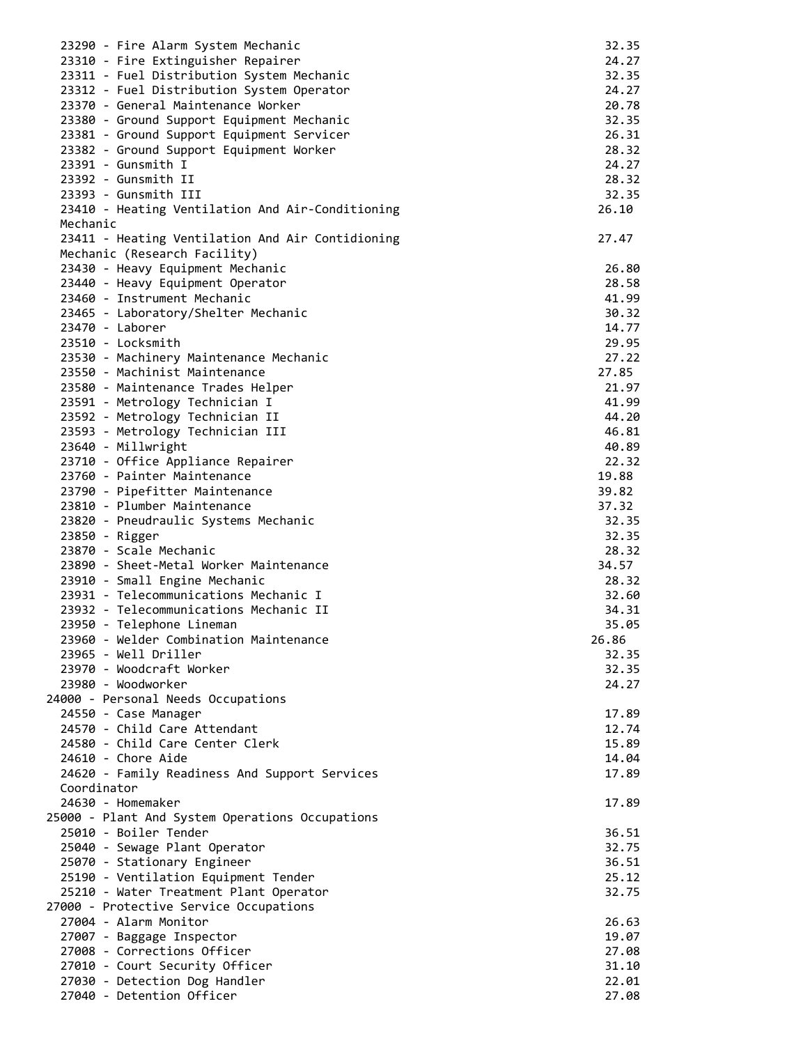```
  23290 - Fire Alarm System Mechanic                                    32.35
  23310 - Fire Extinguisher Repairer                                    24.27
  23311 - Fuel Distribution System Mechanic                             32.35
  23312 - Fuel Distribution System Operator                             24.27
  23370 - General Maintenance Worker                                    20.78
  23380 - Ground Support Equipment Mechanic                             32.35
  23381 - Ground Support Equipment Servicer                             26.31
  23382 - Ground Support Equipment Worker                               28.32
  23391 - Gunsmith I                                                    24.27
  23392 - Gunsmith II                                                   28.32
  23393 - Gunsmith III                                                  32.35
  23410 - Heating Ventilation And Air-Conditioning                      26.10
  Mechanic
  23411 - Heating Ventilation And Air Contidioning                      27.47
  Mechanic (Research Facility)
  23430 - Heavy Equipment Mechanic                                      26.80
  23440 - Heavy Equipment Operator                                      28.58
  23460 - Instrument Mechanic                                           41.99
  23465 - Laboratory/Shelter Mechanic                                   30.32
  23470 - Laborer                                                       14.77
  23510 - Locksmith                                                     29.95
  23530 - Machinery Maintenance Mechanic                                27.22
  23550 - Machinist Maintenance                                         27.85
  23580 - Maintenance Trades Helper                                     21.97
  23591 - Metrology Technician I                                        41.99
  23592 - Metrology Technician II                                       44.20
  23593 - Metrology Technician III                                      46.81
  23640 - Millwright                                                    40.89
  23710 - Office Appliance Repairer                                     22.32
  23760 - Painter Maintenance                                           19.88
  23790 - Pipefitter Maintenance                                        39.82
  23810 - Plumber Maintenance                                           37.32
  23820 - Pneudraulic Systems Mechanic                                  32.35
  23850 - Rigger                                                        32.35
  23870 - Scale Mechanic                                                28.32
  23890 - Sheet-Metal Worker Maintenance                                34.57
  23910 - Small Engine Mechanic                                         28.32
  23931 - Telecommunications Mechanic I                                 32.60
  23932 - Telecommunications Mechanic II                                34.31
  23950 - Telephone Lineman                                             35.05
  23960 - Welder Combination Maintenance                                26.86
  23965 - Well Driller                                                  32.35
  23970 - Woodcraft Worker                                              32.35
  23980 - Woodworker                                                    24.27
24000 - Personal Needs Occupations
  24550 - Case Manager                                                  17.89
  24570 - Child Care Attendant                                          12.74
  24580 - Child Care Center Clerk                                       15.89
  24610 - Chore Aide                                                    14.04
  24620 - Family Readiness And Support Services                         17.89
  Coordinator
  24630 - Homemaker                                                     17.89
25000 - Plant And System Operations Occupations
  25010 - Boiler Tender                                                 36.51
  25040 - Sewage Plant Operator                                         32.75
  25070 - Stationary Engineer                                           36.51
  25190 - Ventilation Equipment Tender                                  25.12
  25210 - Water Treatment Plant Operator                                32.75
27000 - Protective Service Occupations
  27004 - Alarm Monitor                                                 26.63
  27007 - Baggage Inspector                                             19.07
  27008 - Corrections Officer                                           27.08
  27010 - Court Security Officer                                        31.10
  27030 - Detection Dog Handler                                         22.01
  27040 - Detention Officer                                             27.08
```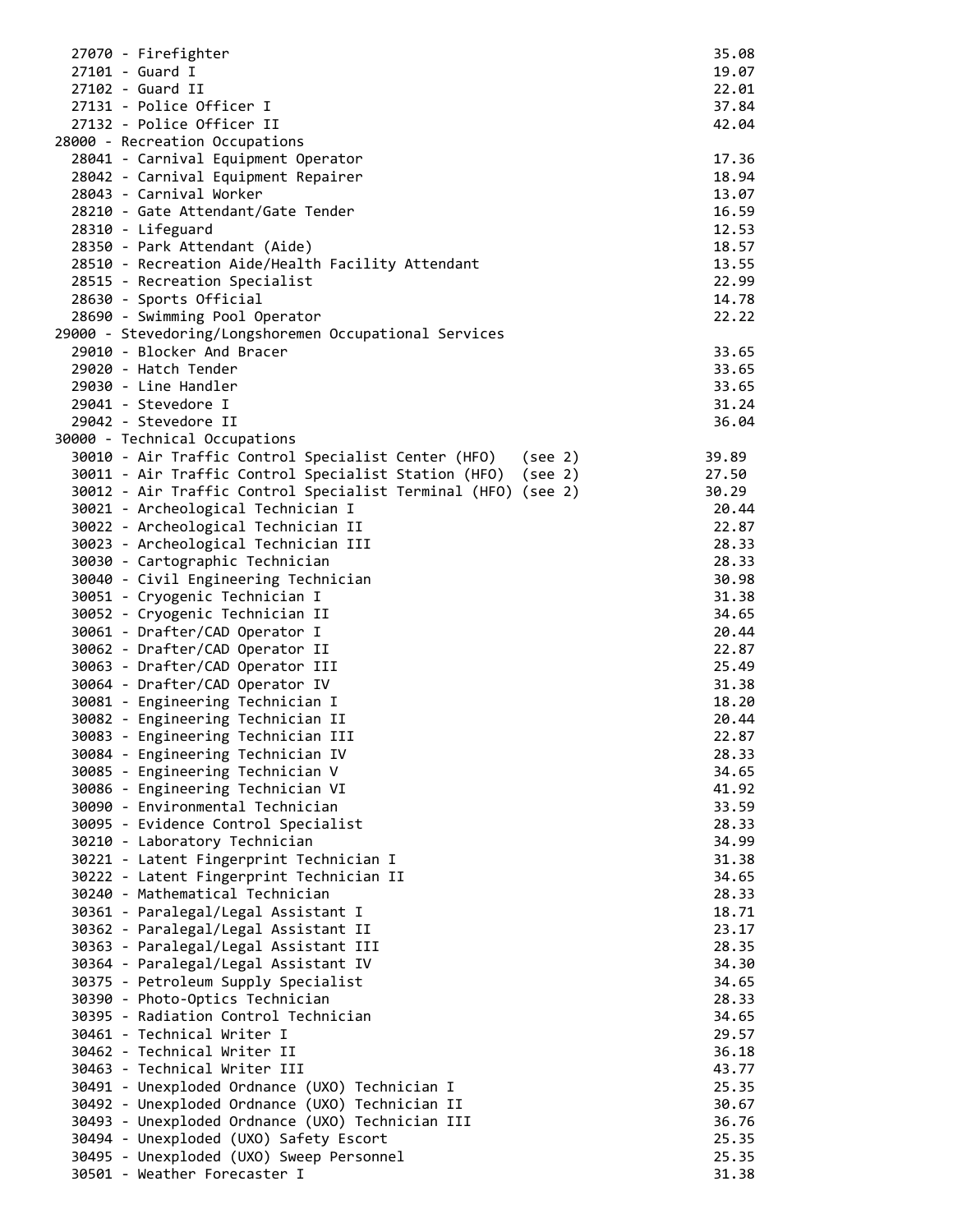| Occupation | Rate |
|---|---|
| 27070 - Firefighter | 35.08 |
| 27101 - Guard I | 19.07 |
| 27102 - Guard II | 22.01 |
| 27131 - Police Officer I | 37.84 |
| 27132 - Police Officer II | 42.04 |
| 28000 - Recreation Occupations | |
| 28041 - Carnival Equipment Operator | 17.36 |
| 28042 - Carnival Equipment Repairer | 18.94 |
| 28043 - Carnival Worker | 13.07 |
| 28210 - Gate Attendant/Gate Tender | 16.59 |
| 28310 - Lifeguard | 12.53 |
| 28350 - Park Attendant (Aide) | 18.57 |
| 28510 - Recreation Aide/Health Facility Attendant | 13.55 |
| 28515 - Recreation Specialist | 22.99 |
| 28630 - Sports Official | 14.78 |
| 28690 - Swimming Pool Operator | 22.22 |
| 29000 - Stevedoring/Longshoremen Occupational Services | |
| 29010 - Blocker And Bracer | 33.65 |
| 29020 - Hatch Tender | 33.65 |
| 29030 - Line Handler | 33.65 |
| 29041 - Stevedore I | 31.24 |
| 29042 - Stevedore II | 36.04 |
| 30000 - Technical Occupations | |
| 30010 - Air Traffic Control Specialist Center (HFO) (see 2) | 39.89 |
| 30011 - Air Traffic Control Specialist Station (HFO) (see 2) | 27.50 |
| 30012 - Air Traffic Control Specialist Terminal (HFO) (see 2) | 30.29 |
| 30021 - Archeological Technician I | 20.44 |
| 30022 - Archeological Technician II | 22.87 |
| 30023 - Archeological Technician III | 28.33 |
| 30030 - Cartographic Technician | 28.33 |
| 30040 - Civil Engineering Technician | 30.98 |
| 30051 - Cryogenic Technician I | 31.38 |
| 30052 - Cryogenic Technician II | 34.65 |
| 30061 - Drafter/CAD Operator I | 20.44 |
| 30062 - Drafter/CAD Operator II | 22.87 |
| 30063 - Drafter/CAD Operator III | 25.49 |
| 30064 - Drafter/CAD Operator IV | 31.38 |
| 30081 - Engineering Technician I | 18.20 |
| 30082 - Engineering Technician II | 20.44 |
| 30083 - Engineering Technician III | 22.87 |
| 30084 - Engineering Technician IV | 28.33 |
| 30085 - Engineering Technician V | 34.65 |
| 30086 - Engineering Technician VI | 41.92 |
| 30090 - Environmental Technician | 33.59 |
| 30095 - Evidence Control Specialist | 28.33 |
| 30210 - Laboratory Technician | 34.99 |
| 30221 - Latent Fingerprint Technician I | 31.38 |
| 30222 - Latent Fingerprint Technician II | 34.65 |
| 30240 - Mathematical Technician | 28.33 |
| 30361 - Paralegal/Legal Assistant I | 18.71 |
| 30362 - Paralegal/Legal Assistant II | 23.17 |
| 30363 - Paralegal/Legal Assistant III | 28.35 |
| 30364 - Paralegal/Legal Assistant IV | 34.30 |
| 30375 - Petroleum Supply Specialist | 34.65 |
| 30390 - Photo-Optics Technician | 28.33 |
| 30395 - Radiation Control Technician | 34.65 |
| 30461 - Technical Writer I | 29.57 |
| 30462 - Technical Writer II | 36.18 |
| 30463 - Technical Writer III | 43.77 |
| 30491 - Unexploded Ordnance (UXO) Technician I | 25.35 |
| 30492 - Unexploded Ordnance (UXO) Technician II | 30.67 |
| 30493 - Unexploded Ordnance (UXO) Technician III | 36.76 |
| 30494 - Unexploded (UXO) Safety Escort | 25.35 |
| 30495 - Unexploded (UXO) Sweep Personnel | 25.35 |
| 30501 - Weather Forecaster I | 31.38 |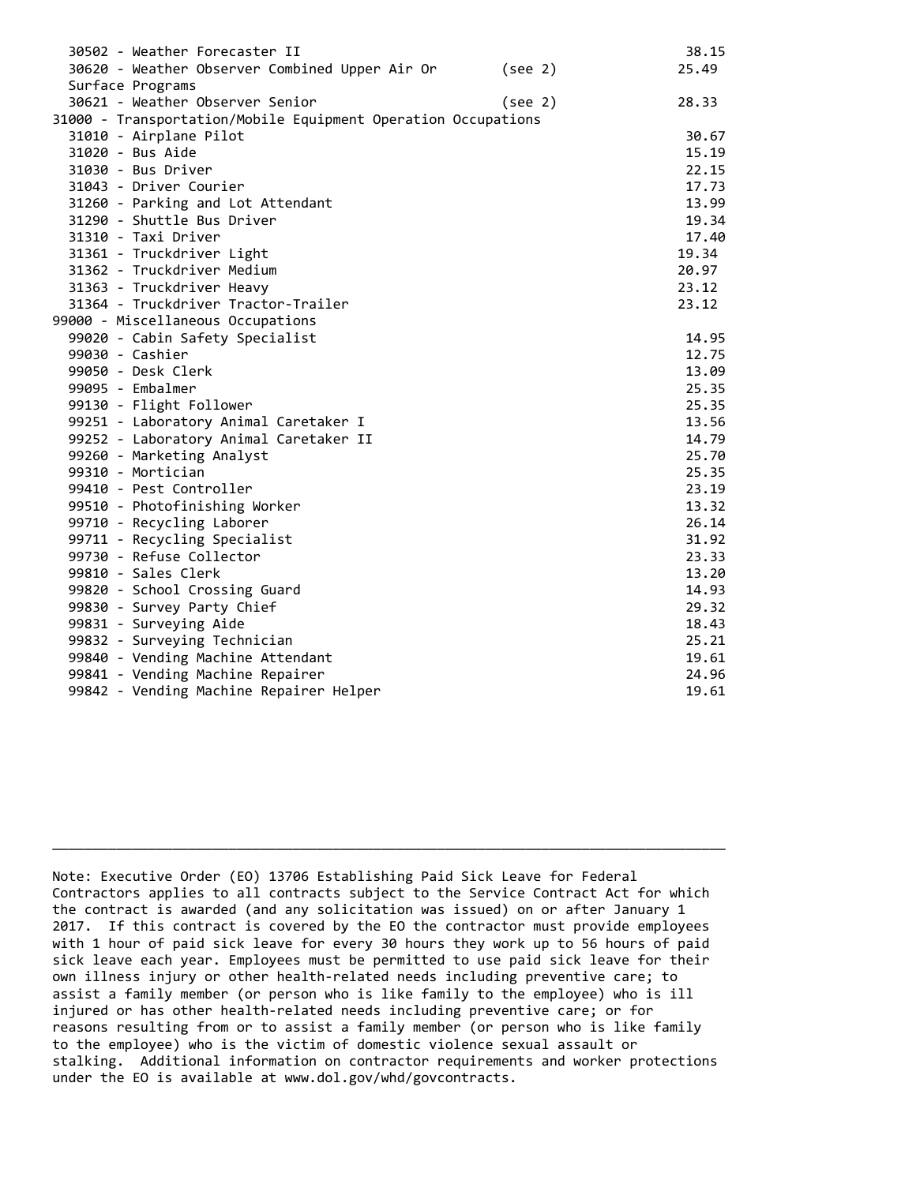```
  30502 - Weather Forecaster II                                          38.15
  30620 - Weather Observer Combined Upper Air Or       (see 2)          25.49
  Surface Programs
  30621 - Weather Observer Senior                      (see 2)          28.33
31000 - Transportation/Mobile Equipment Operation Occupations
  31010 - Airplane Pilot                                                 30.67
  31020 - Bus Aide                                                       15.19
  31030 - Bus Driver                                                     22.15
  31043 - Driver Courier                                                 17.73
  31260 - Parking and Lot Attendant                                      13.99
  31290 - Shuttle Bus Driver                                             19.34
  31310 - Taxi Driver                                                    17.40
  31361 - Truckdriver Light                                             19.34
  31362 - Truckdriver Medium                                            20.97
  31363 - Truckdriver Heavy                                             23.12
  31364 - Truckdriver Tractor-Trailer                                   23.12
99000 - Miscellaneous Occupations
  99020 - Cabin Safety Specialist                                        14.95
  99030 - Cashier                                                        12.75
  99050 - Desk Clerk                                                     13.09
  99095 - Embalmer                                                       25.35
  99130 - Flight Follower                                                25.35
  99251 - Laboratory Animal Caretaker I                                  13.56
  99252 - Laboratory Animal Caretaker II                                 14.79
  99260 - Marketing Analyst                                              25.70
  99310 - Mortician                                                      25.35
  99410 - Pest Controller                                                23.19
  99510 - Photofinishing Worker                                          13.32
  99710 - Recycling Laborer                                              26.14
  99711 - Recycling Specialist                                           31.92
  99730 - Refuse Collector                                               23.33
  99810 - Sales Clerk                                                    13.20
  99820 - School Crossing Guard                                          14.93
  99830 - Survey Party Chief                                             29.32
  99831 - Surveying Aide                                                 18.43
  99832 - Surveying Technician                                           25.21
  99840 - Vending Machine Attendant                                      19.61
  99841 - Vending Machine Repairer                                       24.96
  99842 - Vending Machine Repairer Helper                                19.61
```

---

Note: Executive Order (EO) 13706 Establishing Paid Sick Leave for Federal Contractors applies to all contracts subject to the Service Contract Act for which the contract is awarded (and any solicitation was issued) on or after January 1 2017. If this contract is covered by the EO the contractor must provide employees with 1 hour of paid sick leave for every 30 hours they work up to 56 hours of paid sick leave each year. Employees must be permitted to use paid sick leave for their own illness injury or other health-related needs including preventive care; to assist a family member (or person who is like family to the employee) who is ill injured or has other health-related needs including preventive care; or for reasons resulting from or to assist a family member (or person who is like family to the employee) who is the victim of domestic violence sexual assault or stalking. Additional information on contractor requirements and worker protections under the EO is available at www.dol.gov/whd/govcontracts.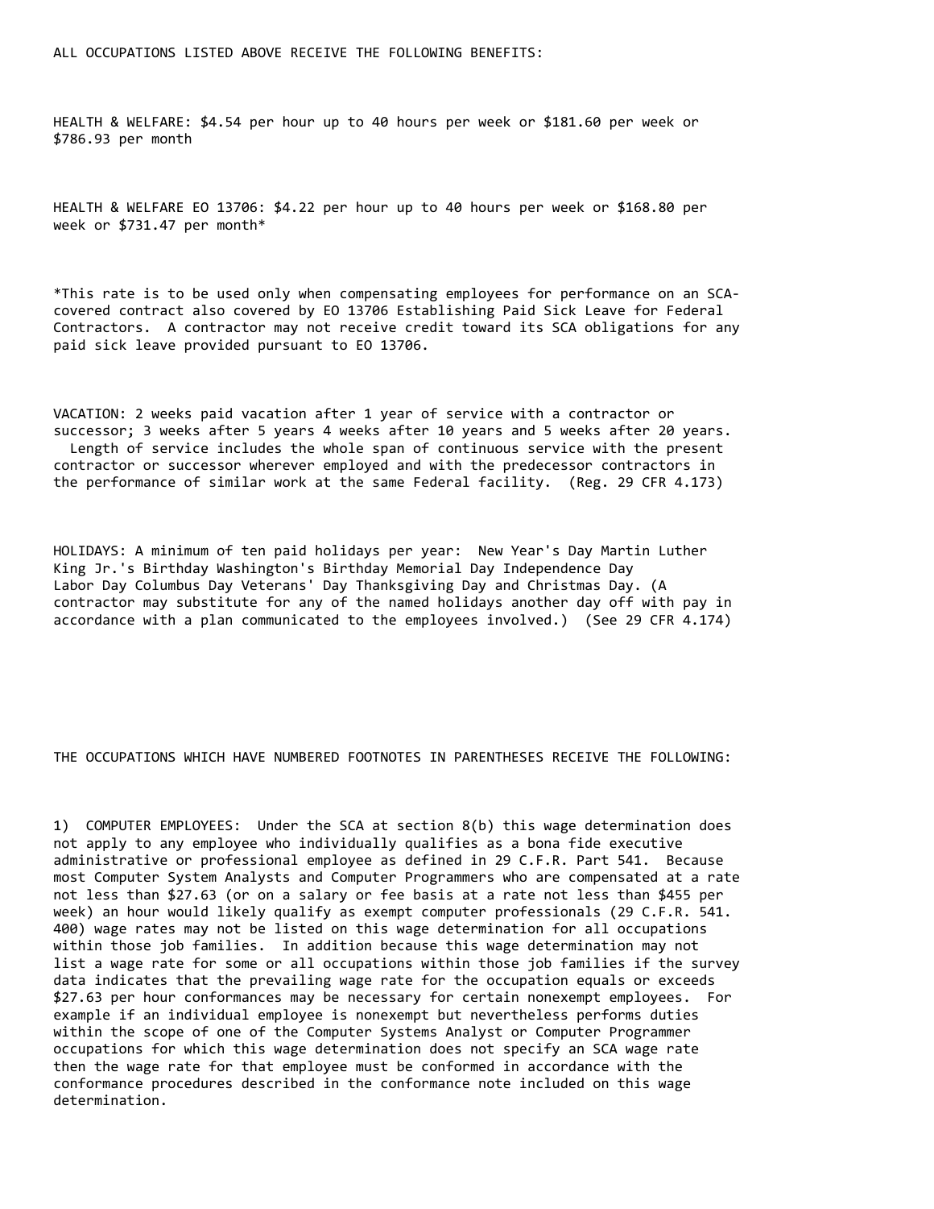ALL OCCUPATIONS LISTED ABOVE RECEIVE THE FOLLOWING BENEFITS:

HEALTH & WELFARE: $4.54 per hour up to 40 hours per week or $181.60 per week or $786.93 per month

HEALTH & WELFARE EO 13706: $4.22 per hour up to 40 hours per week or $168.80 per week or $731.47 per month*

*This rate is to be used only when compensating employees for performance on an SCA-covered contract also covered by EO 13706 Establishing Paid Sick Leave for Federal Contractors. A contractor may not receive credit toward its SCA obligations for any paid sick leave provided pursuant to EO 13706.

VACATION: 2 weeks paid vacation after 1 year of service with a contractor or successor; 3 weeks after 5 years 4 weeks after 10 years and 5 weeks after 20 years. Length of service includes the whole span of continuous service with the present contractor or successor wherever employed and with the predecessor contractors in the performance of similar work at the same Federal facility. (Reg. 29 CFR 4.173)

HOLIDAYS: A minimum of ten paid holidays per year: New Year's Day Martin Luther King Jr.'s Birthday Washington's Birthday Memorial Day Independence Day Labor Day Columbus Day Veterans' Day Thanksgiving Day and Christmas Day. (A contractor may substitute for any of the named holidays another day off with pay in accordance with a plan communicated to the employees involved.) (See 29 CFR 4.174)

THE OCCUPATIONS WHICH HAVE NUMBERED FOOTNOTES IN PARENTHESES RECEIVE THE FOLLOWING:

1) COMPUTER EMPLOYEES: Under the SCA at section 8(b) this wage determination does not apply to any employee who individually qualifies as a bona fide executive administrative or professional employee as defined in 29 C.F.R. Part 541. Because most Computer System Analysts and Computer Programmers who are compensated at a rate not less than $27.63 (or on a salary or fee basis at a rate not less than $455 per week) an hour would likely qualify as exempt computer professionals (29 C.F.R. 541. 400) wage rates may not be listed on this wage determination for all occupations within those job families. In addition because this wage determination may not list a wage rate for some or all occupations within those job families if the survey data indicates that the prevailing wage rate for the occupation equals or exceeds $27.63 per hour conformances may be necessary for certain nonexempt employees. For example if an individual employee is nonexempt but nevertheless performs duties within the scope of one of the Computer Systems Analyst or Computer Programmer occupations for which this wage determination does not specify an SCA wage rate then the wage rate for that employee must be conformed in accordance with the conformance procedures described in the conformance note included on this wage determination.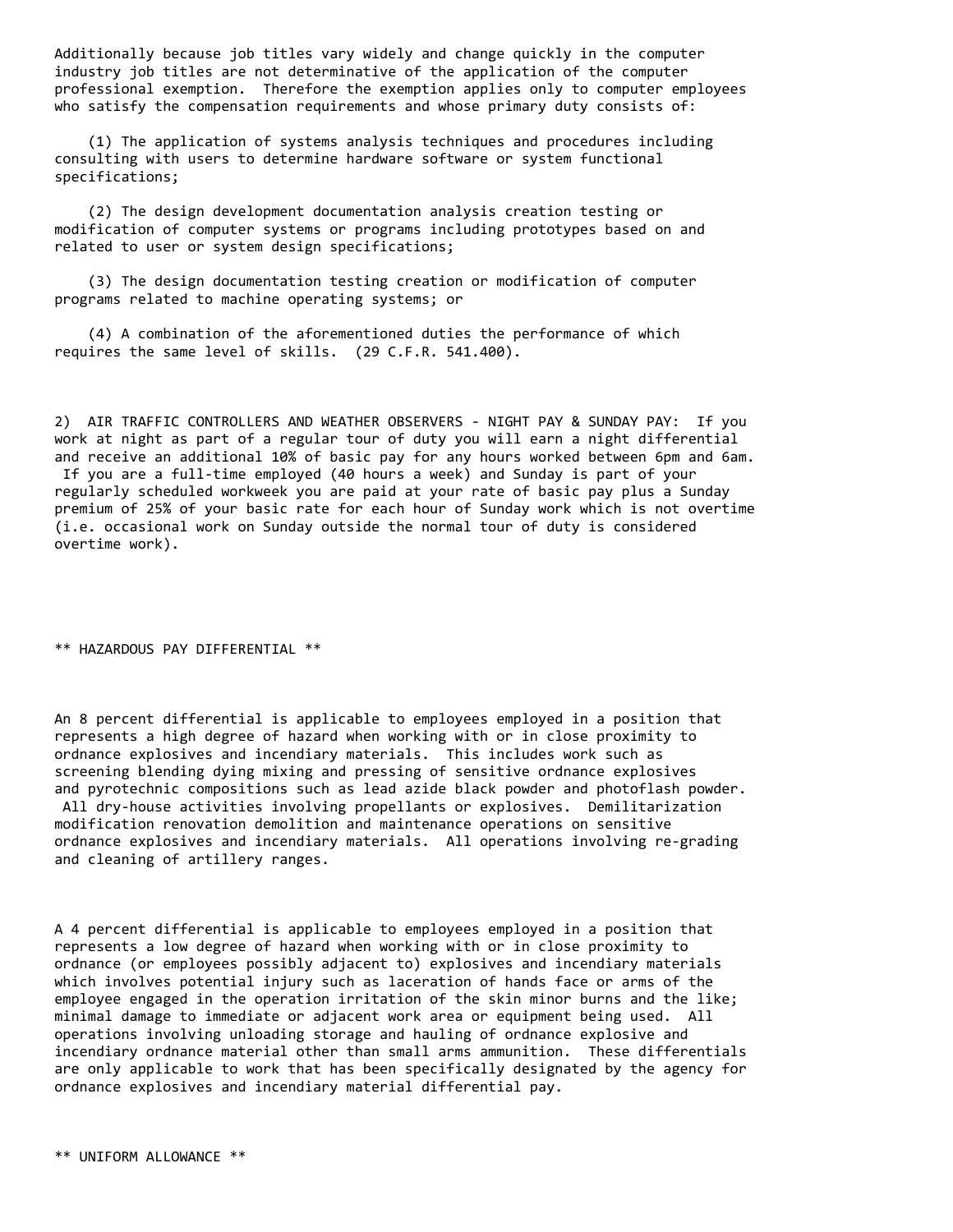Additionally because job titles vary widely and change quickly in the computer industry job titles are not determinative of the application of the computer professional exemption. Therefore the exemption applies only to computer employees who satisfy the compensation requirements and whose primary duty consists of:

(1) The application of systems analysis techniques and procedures including consulting with users to determine hardware software or system functional specifications;

(2) The design development documentation analysis creation testing or modification of computer systems or programs including prototypes based on and related to user or system design specifications;

(3) The design documentation testing creation or modification of computer programs related to machine operating systems; or

(4) A combination of the aforementioned duties the performance of which requires the same level of skills. (29 C.F.R. 541.400).

2) AIR TRAFFIC CONTROLLERS AND WEATHER OBSERVERS - NIGHT PAY & SUNDAY PAY: If you work at night as part of a regular tour of duty you will earn a night differential and receive an additional 10% of basic pay for any hours worked between 6pm and 6am. If you are a full-time employed (40 hours a week) and Sunday is part of your regularly scheduled workweek you are paid at your rate of basic pay plus a Sunday premium of 25% of your basic rate for each hour of Sunday work which is not overtime (i.e. occasional work on Sunday outside the normal tour of duty is considered overtime work).

** HAZARDOUS PAY DIFFERENTIAL **

An 8 percent differential is applicable to employees employed in a position that represents a high degree of hazard when working with or in close proximity to ordnance explosives and incendiary materials. This includes work such as screening blending dying mixing and pressing of sensitive ordnance explosives and pyrotechnic compositions such as lead azide black powder and photoflash powder. All dry-house activities involving propellants or explosives. Demilitarization modification renovation demolition and maintenance operations on sensitive ordnance explosives and incendiary materials. All operations involving re-grading and cleaning of artillery ranges.

A 4 percent differential is applicable to employees employed in a position that represents a low degree of hazard when working with or in close proximity to ordnance (or employees possibly adjacent to) explosives and incendiary materials which involves potential injury such as laceration of hands face or arms of the employee engaged in the operation irritation of the skin minor burns and the like; minimal damage to immediate or adjacent work area or equipment being used. All operations involving unloading storage and hauling of ordnance explosive and incendiary ordnance material other than small arms ammunition. These differentials are only applicable to work that has been specifically designated by the agency for ordnance explosives and incendiary material differential pay.

** UNIFORM ALLOWANCE **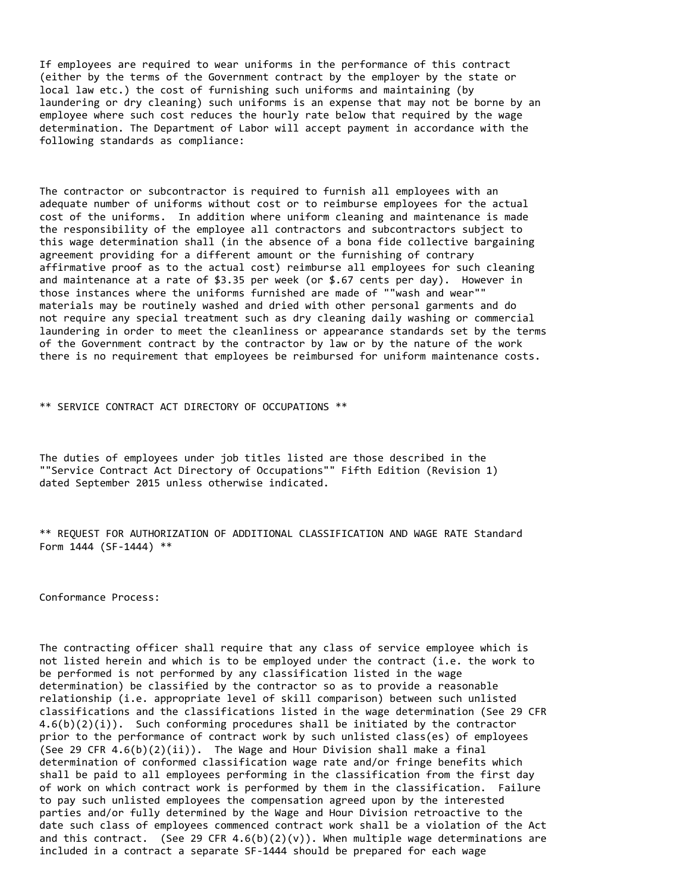If employees are required to wear uniforms in the performance of this contract (either by the terms of the Government contract by the employer by the state or local law etc.) the cost of furnishing such uniforms and maintaining (by laundering or dry cleaning) such uniforms is an expense that may not be borne by an employee where such cost reduces the hourly rate below that required by the wage determination. The Department of Labor will accept payment in accordance with the following standards as compliance:

The contractor or subcontractor is required to furnish all employees with an adequate number of uniforms without cost or to reimburse employees for the actual cost of the uniforms. In addition where uniform cleaning and maintenance is made the responsibility of the employee all contractors and subcontractors subject to this wage determination shall (in the absence of a bona fide collective bargaining agreement providing for a different amount or the furnishing of contrary affirmative proof as to the actual cost) reimburse all employees for such cleaning and maintenance at a rate of $3.35 per week (or $.67 cents per day). However in those instances where the uniforms furnished are made of ""wash and wear"" materials may be routinely washed and dried with other personal garments and do not require any special treatment such as dry cleaning daily washing or commercial laundering in order to meet the cleanliness or appearance standards set by the terms of the Government contract by the contractor by law or by the nature of the work there is no requirement that employees be reimbursed for uniform maintenance costs.

** SERVICE CONTRACT ACT DIRECTORY OF OCCUPATIONS **

The duties of employees under job titles listed are those described in the ""Service Contract Act Directory of Occupations"" Fifth Edition (Revision 1) dated September 2015 unless otherwise indicated.

** REQUEST FOR AUTHORIZATION OF ADDITIONAL CLASSIFICATION AND WAGE RATE Standard Form 1444 (SF-1444) **

Conformance Process:

The contracting officer shall require that any class of service employee which is not listed herein and which is to be employed under the contract (i.e. the work to be performed is not performed by any classification listed in the wage determination) be classified by the contractor so as to provide a reasonable relationship (i.e. appropriate level of skill comparison) between such unlisted classifications and the classifications listed in the wage determination (See 29 CFR 4.6(b)(2)(i)). Such conforming procedures shall be initiated by the contractor prior to the performance of contract work by such unlisted class(es) of employees (See 29 CFR 4.6(b)(2)(ii)). The Wage and Hour Division shall make a final determination of conformed classification wage rate and/or fringe benefits which shall be paid to all employees performing in the classification from the first day of work on which contract work is performed by them in the classification. Failure to pay such unlisted employees the compensation agreed upon by the interested parties and/or fully determined by the Wage and Hour Division retroactive to the date such class of employees commenced contract work shall be a violation of the Act and this contract. (See 29 CFR 4.6(b)(2)(v)). When multiple wage determinations are included in a contract a separate SF-1444 should be prepared for each wage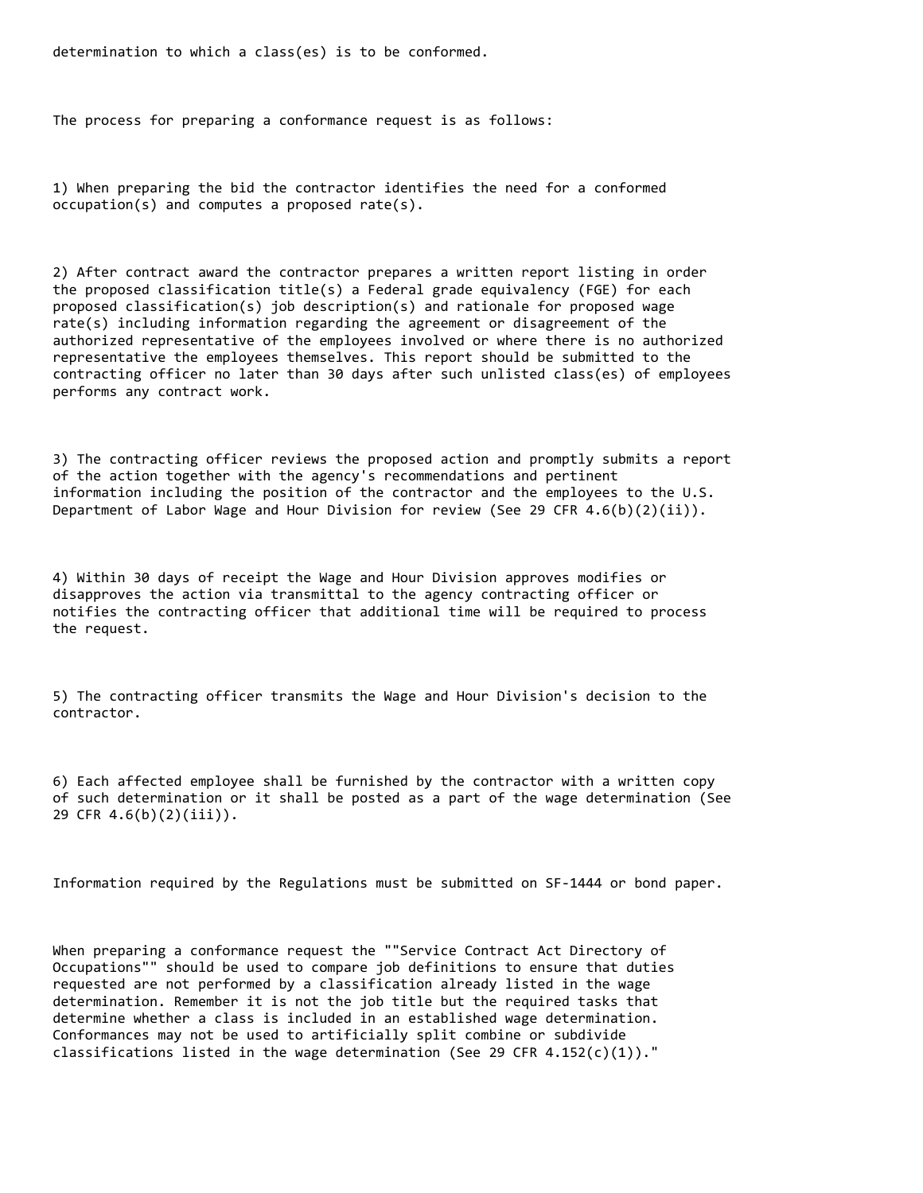determination to which a class(es) is to be conformed.

The process for preparing a conformance request is as follows:

1) When preparing the bid the contractor identifies the need for a conformed occupation(s) and computes a proposed rate(s).

2) After contract award the contractor prepares a written report listing in order the proposed classification title(s) a Federal grade equivalency (FGE) for each proposed classification(s) job description(s) and rationale for proposed wage rate(s) including information regarding the agreement or disagreement of the authorized representative of the employees involved or where there is no authorized representative the employees themselves. This report should be submitted to the contracting officer no later than 30 days after such unlisted class(es) of employees performs any contract work.

3) The contracting officer reviews the proposed action and promptly submits a report of the action together with the agency's recommendations and pertinent information including the position of the contractor and the employees to the U.S. Department of Labor Wage and Hour Division for review (See 29 CFR 4.6(b)(2)(ii)).

4) Within 30 days of receipt the Wage and Hour Division approves modifies or disapproves the action via transmittal to the agency contracting officer or notifies the contracting officer that additional time will be required to process the request.

5) The contracting officer transmits the Wage and Hour Division's decision to the contractor.

6) Each affected employee shall be furnished by the contractor with a written copy of such determination or it shall be posted as a part of the wage determination (See 29 CFR 4.6(b)(2)(iii)).

Information required by the Regulations must be submitted on SF-1444 or bond paper.

When preparing a conformance request the ""Service Contract Act Directory of Occupations"" should be used to compare job definitions to ensure that duties requested are not performed by a classification already listed in the wage determination. Remember it is not the job title but the required tasks that determine whether a class is included in an established wage determination. Conformances may not be used to artificially split combine or subdivide classifications listed in the wage determination (See 29 CFR 4.152(c)(1))."